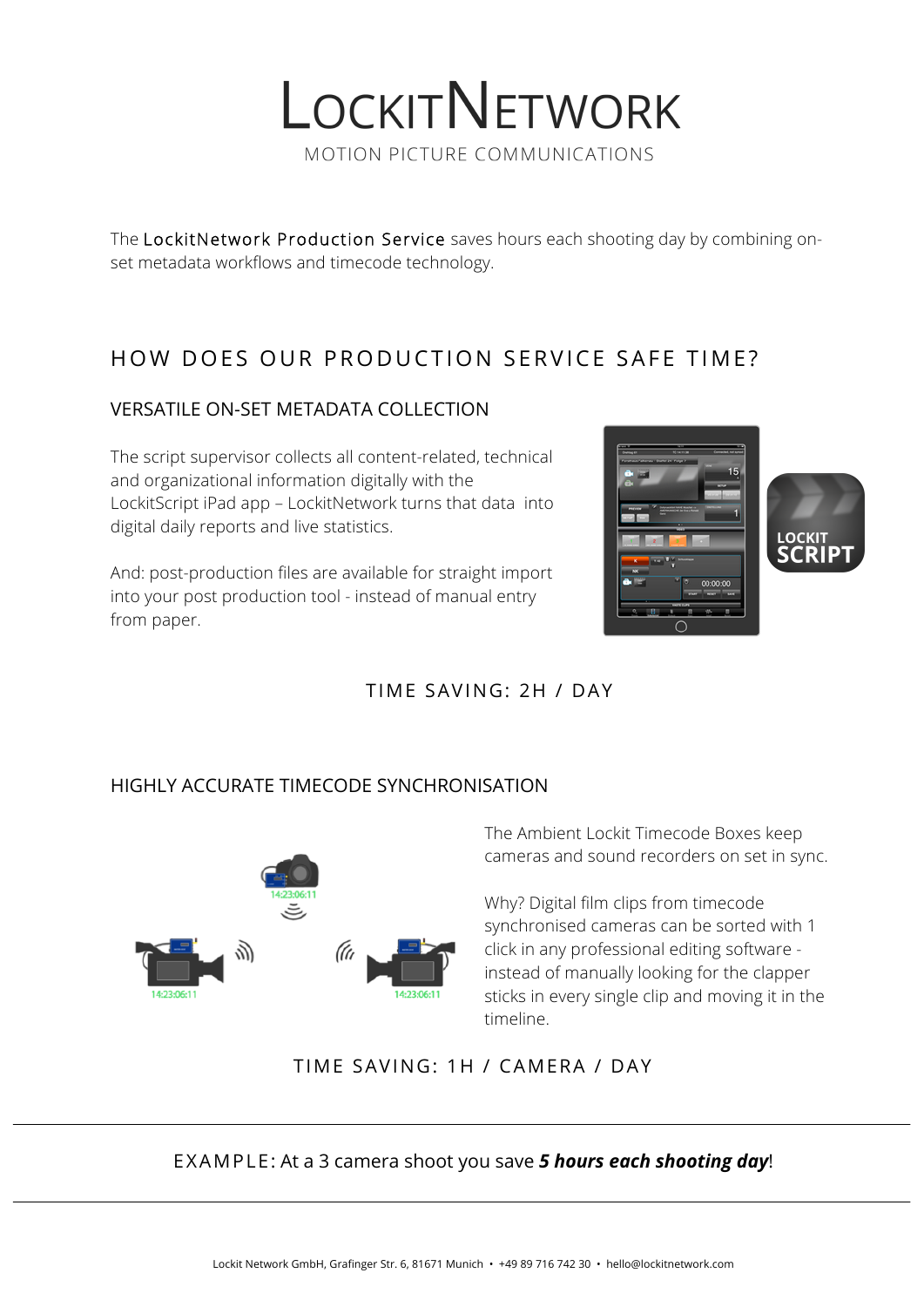# LockitNetwork

MOTION PICTURE COMMUNICATIONS

The LockitNetwork Production Service saves hours each shooting day by combining on-set metadata workflows and timecode technology.

## HOW DOES OUR PRODUCTION SERVICE SAFE TIME?

### VERSATILE ON-SET METADATA COLLECTION

The script supervisor collects all content-related, technical and organizational information digitally with the LockitScript iPad app – LockitNetwork turns that data into digital daily reports and live statistics.

And: post-production files are available for straight import into your post production tool - instead of manual entry from paper.

TIME SAVING: 2H / DAY

### HIGHLY ACCURATE TIMECODE SYNCHRONISATION

The Ambient Lockit Timecode Boxes keep cameras and sound recorders on set in sync.

Why? Digital film clips from timecode synchronised cameras can be sorted with 1 click in any professional editing software - instead of manually looking for the clapper sticks in every single clip and moving it in the timeline.

TIME SAVING: 1H / CAMERA / DAY

---

EXAMPLE: At a 3 camera shoot you save ***5 hours each shooting day***!

---

Lockit Network GmbH, Grafinger Str. 6, 81671 Munich • +49 89 716 742 30 • hello@lockitnetwork.com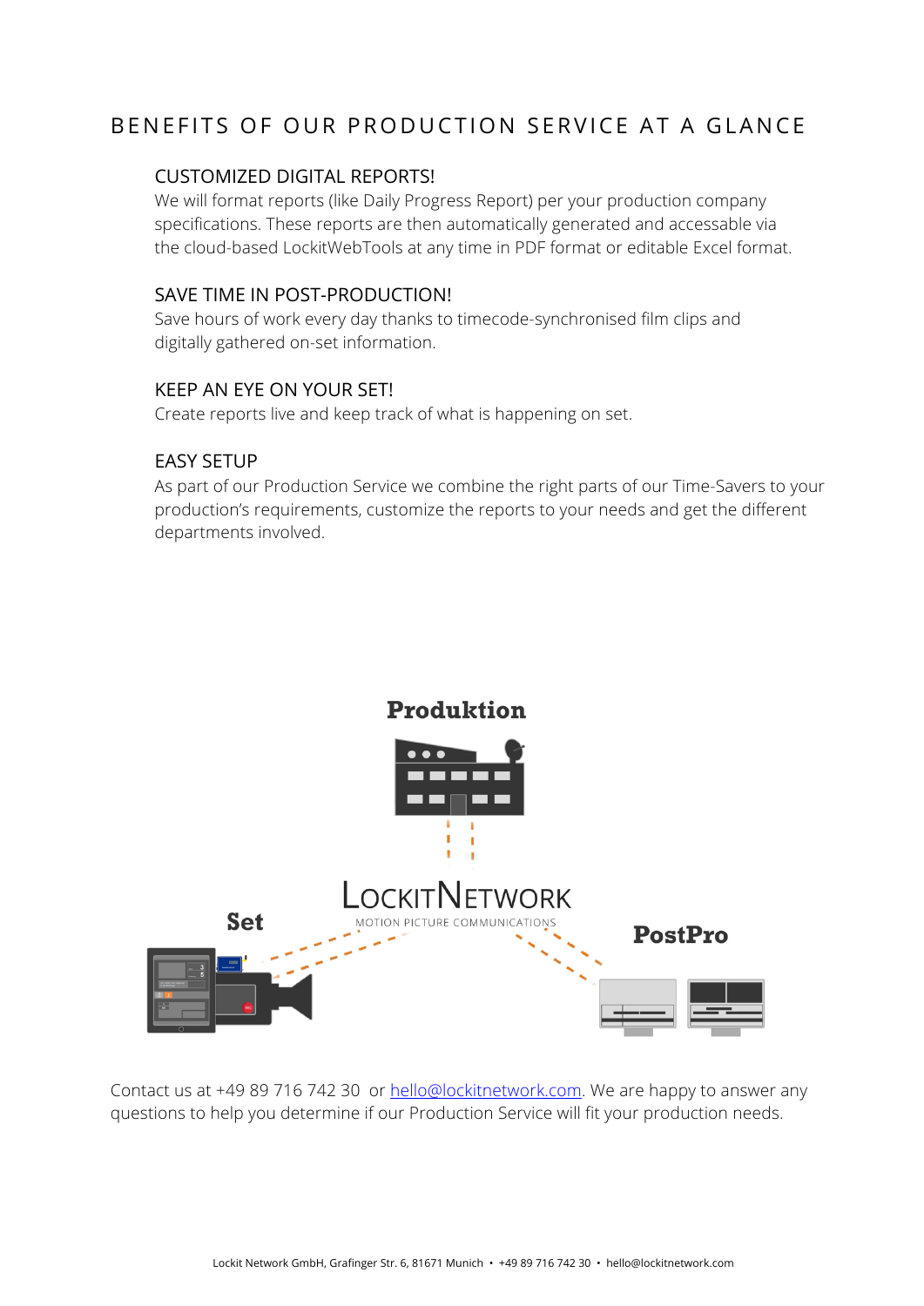# BENEFITS OF OUR PRODUCTION SERVICE AT A GLANCE

## CUSTOMIZED DIGITAL REPORTS!

We will format reports (like Daily Progress Report) per your production company specifications. These reports are then automatically generated and accessable via the cloud-based LockitWebTools at any time in PDF format or editable Excel format.

## SAVE TIME IN POST-PRODUCTION!

Save hours of work every day thanks to timecode-synchronised film clips and digitally gathered on-set information.

## KEEP AN EYE ON YOUR SET!

Create reports live and keep track of what is happening on set.

## EASY SETUP

As part of our Production Service we combine the right parts of our Time-Savers to your production's requirements, customize the reports to your needs and get the different departments involved.

Produktion

LockitNetwork
MOTION PICTURE COMMUNICATIONS

Set

PostPro

Contact us at +49 89 716 742 30 or [hello@lockitnetwork.com](mailto:hello@lockitnetwork.com). We are happy to answer any questions to help you determine if our Production Service will fit your production needs.

Lockit Network GmbH, Grafinger Str. 6, 81671 Munich • +49 89 716 742 30 • hello@lockitnetwork.com